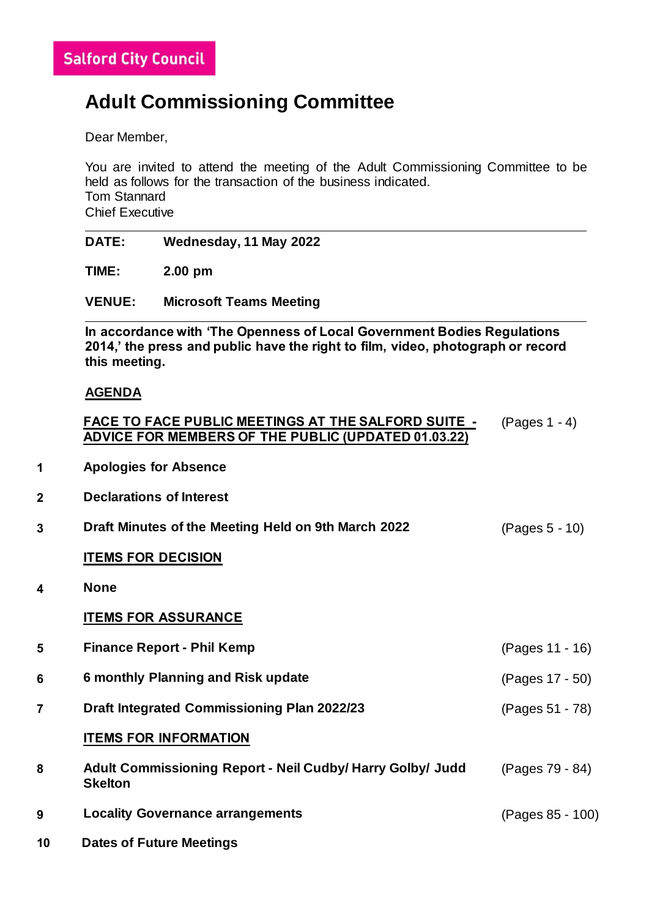**Salford City Council**

# Adult Commissioning Committee

Dear Member,

You are invited to attend the meeting of the Adult Commissioning Committee to be held as follows for the transaction of the business indicated.
Tom Stannard
Chief Executive

---

**DATE:** **Wednesday, 11 May 2022**

**TIME:** **2.00 pm**

**VENUE:** **Microsoft Teams Meeting**

---

**In accordance with 'The Openness of Local Government Bodies Regulations 2014,' the press and public have the right to film, video, photograph or record this meeting.**

## AGENDA

| | | |
|---|---|---|
| | **FACE TO FACE PUBLIC MEETINGS AT THE SALFORD SUITE - ADVICE FOR MEMBERS OF THE PUBLIC (UPDATED 01.03.22)** | (Pages 1 - 4) |
| **1** | **Apologies for Absence** | |
| **2** | **Declarations of Interest** | |
| **3** | **Draft Minutes of the Meeting Held on 9th March 2022** | (Pages 5 - 10) |
| | **ITEMS FOR DECISION** | |
| **4** | **None** | |
| | **ITEMS FOR ASSURANCE** | |
| **5** | **Finance Report - Phil Kemp** | (Pages 11 - 16) |
| **6** | **6 monthly Planning and Risk update** | (Pages 17 - 50) |
| **7** | **Draft Integrated Commissioning Plan 2022/23** | (Pages 51 - 78) |
| | **ITEMS FOR INFORMATION** | |
| **8** | **Adult Commissioning Report - Neil Cudby/ Harry Golby/ Judd Skelton** | (Pages 79 - 84) |
| **9** | **Locality Governance arrangements** | (Pages 85 - 100) |
| **10** | **Dates of Future Meetings** | |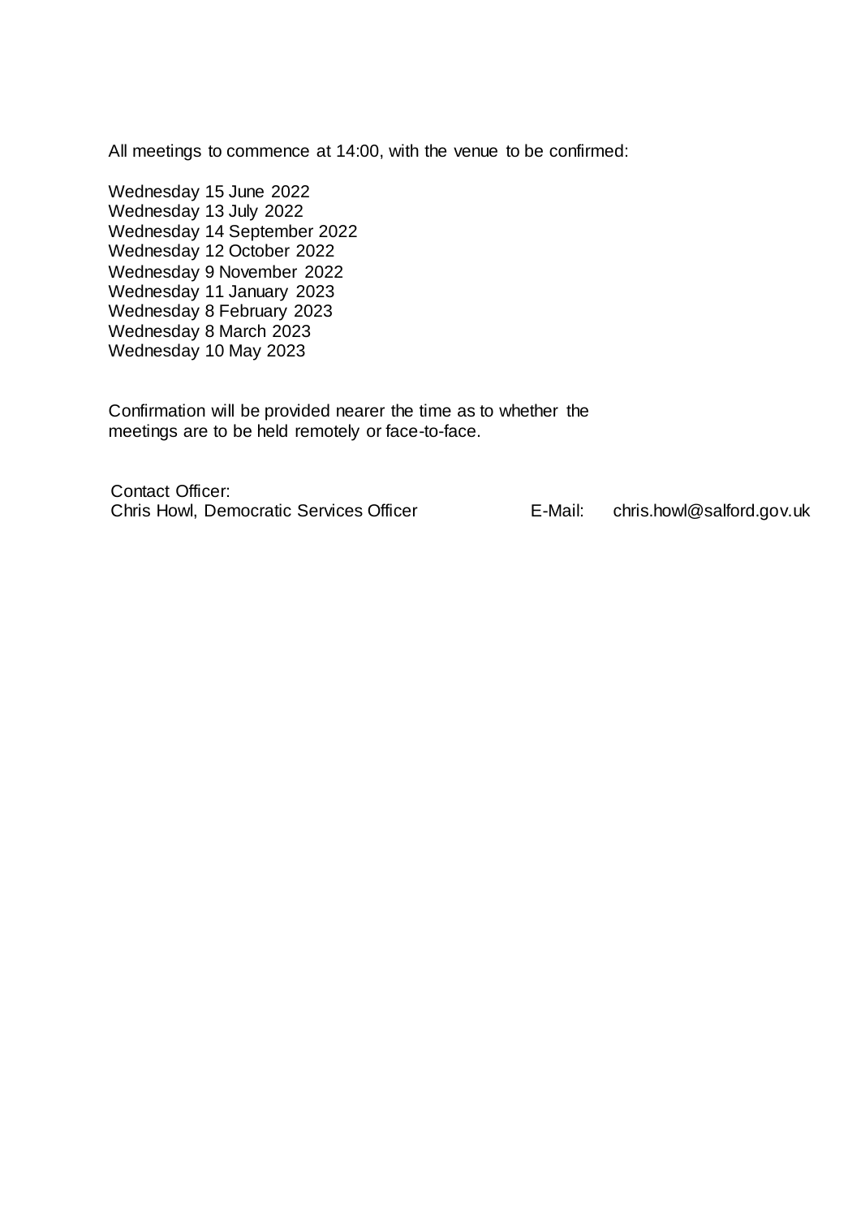All meetings to commence at 14:00, with the venue to be confirmed:

Wednesday 15 June 2022
Wednesday 13 July 2022
Wednesday 14 September 2022
Wednesday 12 October 2022
Wednesday 9 November 2022
Wednesday 11 January 2023
Wednesday 8 February 2023
Wednesday 8 March 2023
Wednesday 10 May 2023

Confirmation will be provided nearer the time as to whether the meetings are to be held remotely or face-to-face.

Contact Officer:
Chris Howl, Democratic Services Officer E-Mail: chris.howl@salford.gov.uk